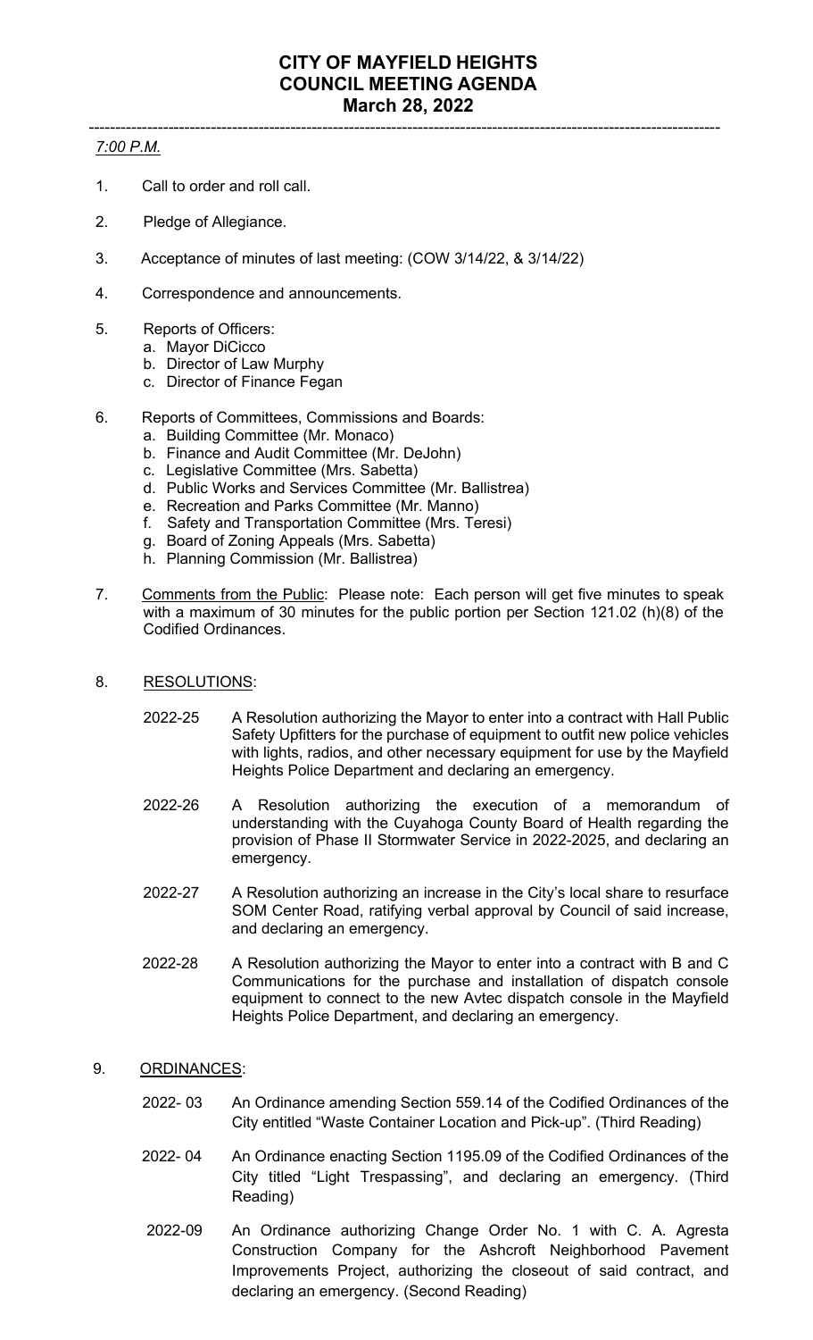# CITY OF MAYFIELD HEIGHTS
# COUNCIL MEETING AGENDA
# March 28, 2022

---

*7:00 P.M.*

1. Call to order and roll call.

2. Pledge of Allegiance.

3. Acceptance of minutes of last meeting: (COW 3/14/22, & 3/14/22)

4. Correspondence and announcements.

5. Reports of Officers:
   a. Mayor DiCicco
   b. Director of Law Murphy
   c. Director of Finance Fegan

6. Reports of Committees, Commissions and Boards:
   a. Building Committee (Mr. Monaco)
   b. Finance and Audit Committee (Mr. DeJohn)
   c. Legislative Committee (Mrs. Sabetta)
   d. Public Works and Services Committee (Mr. Ballistrea)
   e. Recreation and Parks Committee (Mr. Manno)
   f. Safety and Transportation Committee (Mrs. Teresi)
   g. Board of Zoning Appeals (Mrs. Sabetta)
   h. Planning Commission (Mr. Ballistrea)

7. Comments from the Public: Please note: Each person will get five minutes to speak with a maximum of 30 minutes for the public portion per Section 121.02 (h)(8) of the Codified Ordinances.

8. RESOLUTIONS:

   2022-25 A Resolution authorizing the Mayor to enter into a contract with Hall Public Safety Upfitters for the purchase of equipment to outfit new police vehicles with lights, radios, and other necessary equipment for use by the Mayfield Heights Police Department and declaring an emergency.

   2022-26 A Resolution authorizing the execution of a memorandum of understanding with the Cuyahoga County Board of Health regarding the provision of Phase II Stormwater Service in 2022-2025, and declaring an emergency.

   2022-27 A Resolution authorizing an increase in the City's local share to resurface SOM Center Road, ratifying verbal approval by Council of said increase, and declaring an emergency.

   2022-28 A Resolution authorizing the Mayor to enter into a contract with B and C Communications for the purchase and installation of dispatch console equipment to connect to the new Avtec dispatch console in the Mayfield Heights Police Department, and declaring an emergency.

9. ORDINANCES:

   2022- 03 An Ordinance amending Section 559.14 of the Codified Ordinances of the City entitled "Waste Container Location and Pick-up". (Third Reading)

   2022- 04 An Ordinance enacting Section 1195.09 of the Codified Ordinances of the City titled "Light Trespassing", and declaring an emergency. (Third Reading)

   2022-09 An Ordinance authorizing Change Order No. 1 with C. A. Agresta Construction Company for the Ashcroft Neighborhood Pavement Improvements Project, authorizing the closeout of said contract, and declaring an emergency. (Second Reading)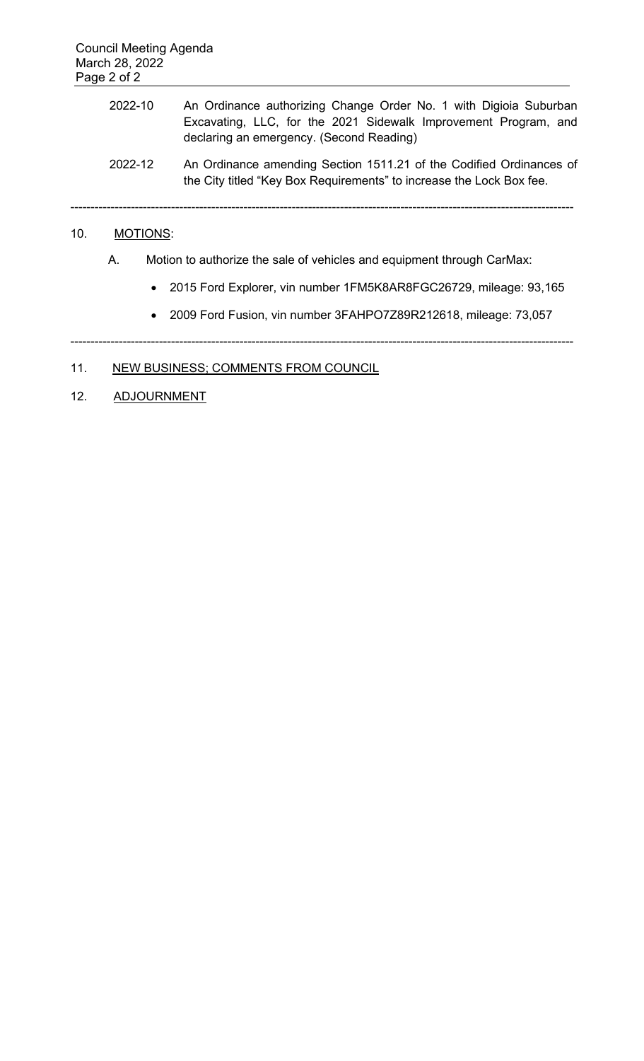2022-10 An Ordinance authorizing Change Order No. 1 with Digioia Suburban Excavating, LLC, for the 2021 Sidewalk Improvement Program, and declaring an emergency. (Second Reading)

2022-12 An Ordinance amending Section 1511.21 of the Codified Ordinances of the City titled "Key Box Requirements" to increase the Lock Box fee.

---

10. MOTIONS:

A. Motion to authorize the sale of vehicles and equipment through CarMax:

- 2015 Ford Explorer, vin number 1FM5K8AR8FGC26729, mileage: 93,165
- 2009 Ford Fusion, vin number 3FAHPO7Z89R212618, mileage: 73,057

---

11. NEW BUSINESS; COMMENTS FROM COUNCIL

12. ADJOURNMENT